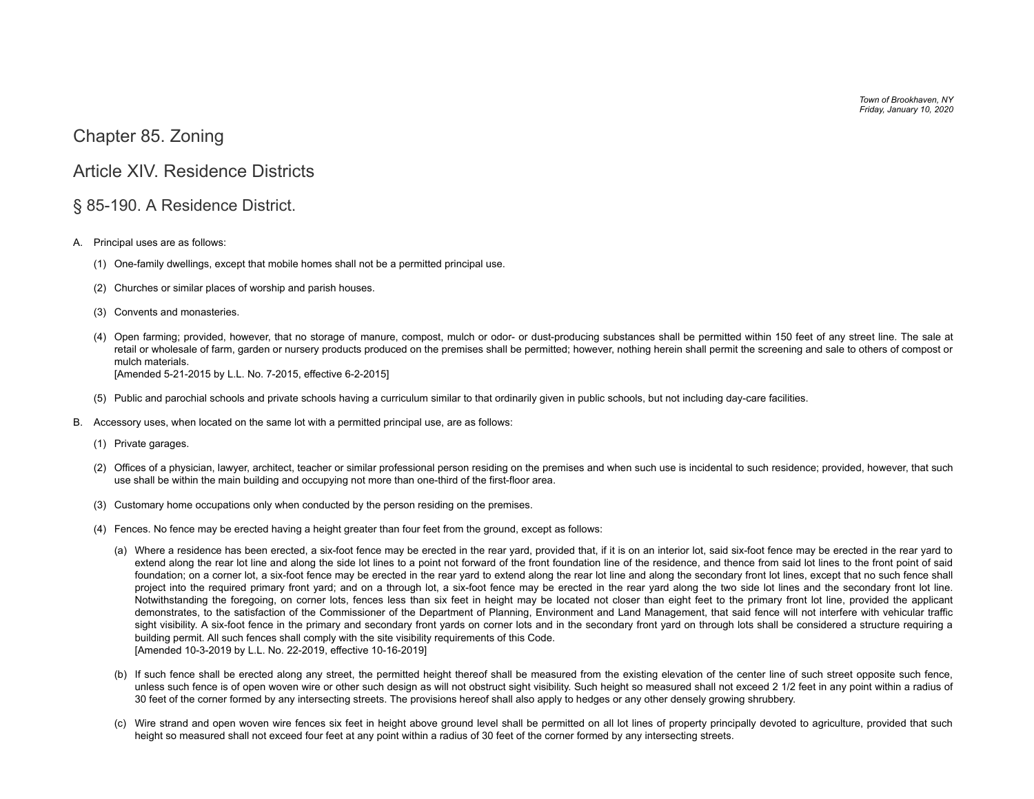# Chapter 85. Zoning

## Article XIV. Residence Districts

### § 85-190. A Residence District.

A. Principal uses are as follows:

   (1) One-family dwellings, except that mobile homes shall not be a permitted principal use.

   (2) Churches or similar places of worship and parish houses.

   (3) Convents and monasteries.

   (4) Open farming; provided, however, that no storage of manure, compost, mulch or odor- or dust-producing substances shall be permitted within 150 feet of any street line. The sale at retail or wholesale of farm, garden or nursery products produced on the premises shall be permitted; however, nothing herein shall permit the screening and sale to others of compost or mulch materials.
   [Amended 5-21-2015 by L.L. No. 7-2015, effective 6-2-2015]

   (5) Public and parochial schools and private schools having a curriculum similar to that ordinarily given in public schools, but not including day-care facilities.

B. Accessory uses, when located on the same lot with a permitted principal use, are as follows:

   (1) Private garages.

   (2) Offices of a physician, lawyer, architect, teacher or similar professional person residing on the premises and when such use is incidental to such residence; provided, however, that such use shall be within the main building and occupying not more than one-third of the first-floor area.

   (3) Customary home occupations only when conducted by the person residing on the premises.

   (4) Fences. No fence may be erected having a height greater than four feet from the ground, except as follows:

      (a) Where a residence has been erected, a six-foot fence may be erected in the rear yard, provided that, if it is on an interior lot, said six-foot fence may be erected in the rear yard to extend along the rear lot line and along the side lot lines to a point not forward of the front foundation line of the residence, and thence from said lot lines to the front point of said foundation; on a corner lot, a six-foot fence may be erected in the rear yard to extend along the rear lot line and along the secondary front lot lines, except that no such fence shall project into the required primary front yard; and on a through lot, a six-foot fence may be erected in the rear yard along the two side lot lines and the secondary front lot line. Notwithstanding the foregoing, on corner lots, fences less than six feet in height may be located not closer than eight feet to the primary front lot line, provided the applicant demonstrates, to the satisfaction of the Commissioner of the Department of Planning, Environment and Land Management, that said fence will not interfere with vehicular traffic sight visibility. A six-foot fence in the primary and secondary front yards on corner lots and in the secondary front yard on through lots shall be considered a structure requiring a building permit. All such fences shall comply with the site visibility requirements of this Code.
      [Amended 10-3-2019 by L.L. No. 22-2019, effective 10-16-2019]

      (b) If such fence shall be erected along any street, the permitted height thereof shall be measured from the existing elevation of the center line of such street opposite such fence, unless such fence is of open woven wire or other such design as will not obstruct sight visibility. Such height so measured shall not exceed 2 1/2 feet in any point within a radius of 30 feet of the corner formed by any intersecting streets. The provisions hereof shall also apply to hedges or any other densely growing shrubbery.

      (c) Wire strand and open woven wire fences six feet in height above ground level shall be permitted on all lot lines of property principally devoted to agriculture, provided that such height so measured shall not exceed four feet at any point within a radius of 30 feet of the corner formed by any intersecting streets.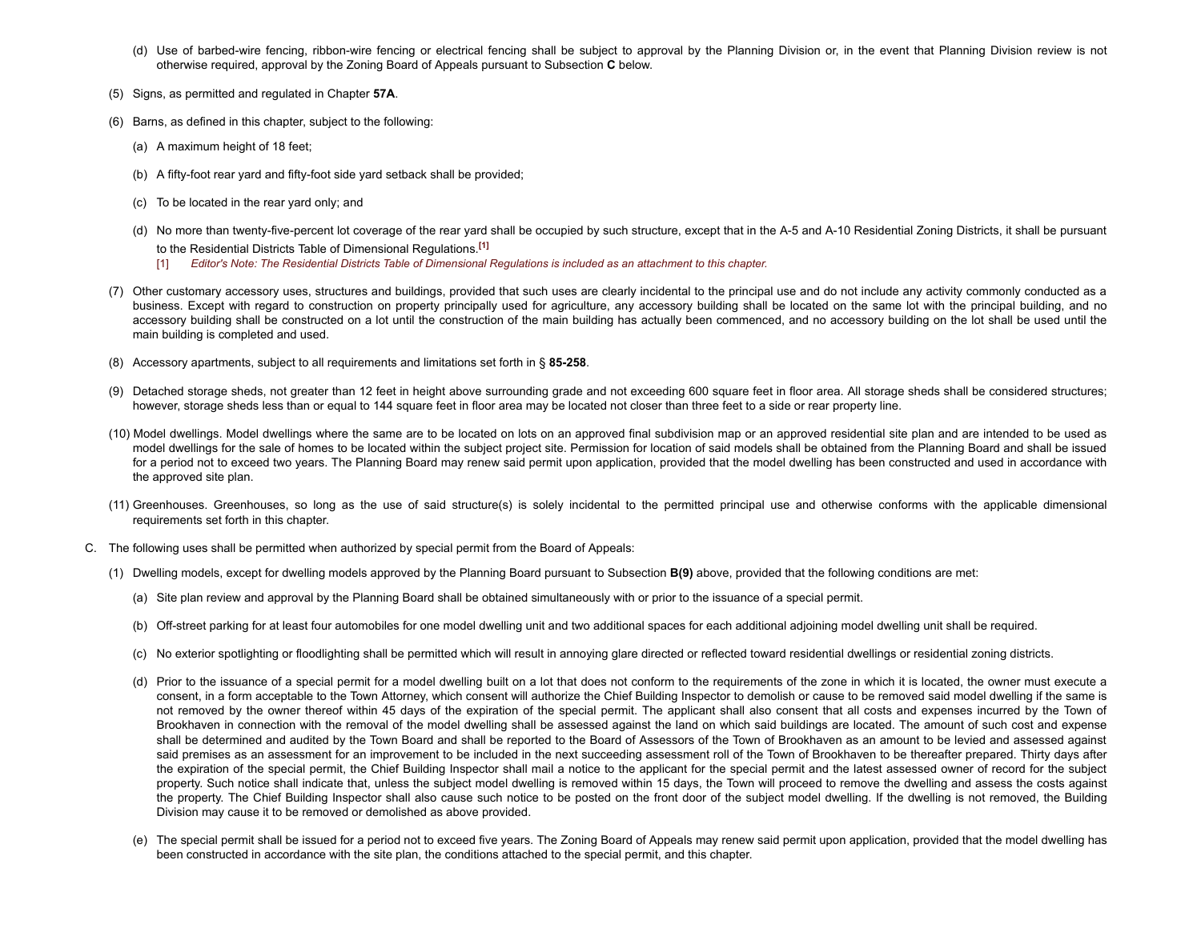(d) Use of barbed-wire fencing, ribbon-wire fencing or electrical fencing shall be subject to approval by the Planning Division or, in the event that Planning Division review is not otherwise required, approval by the Zoning Board of Appeals pursuant to Subsection **C** below.

(5) Signs, as permitted and regulated in Chapter **57A**.

(6) Barns, as defined in this chapter, subject to the following:

(a) A maximum height of 18 feet;

(b) A fifty-foot rear yard and fifty-foot side yard setback shall be provided;

(c) To be located in the rear yard only; and

(d) No more than twenty-five-percent lot coverage of the rear yard shall be occupied by such structure, except that in the A-5 and A-10 Residential Zoning Districts, it shall be pursuant to the Residential Districts Table of Dimensional Regulations.[1]

[1] *Editor's Note: The Residential Districts Table of Dimensional Regulations is included as an attachment to this chapter.*

(7) Other customary accessory uses, structures and buildings, provided that such uses are clearly incidental to the principal use and do not include any activity commonly conducted as a business. Except with regard to construction on property principally used for agriculture, any accessory building shall be located on the same lot with the principal building, and no accessory building shall be constructed on a lot until the construction of the main building has actually been commenced, and no accessory building on the lot shall be used until the main building is completed and used.

(8) Accessory apartments, subject to all requirements and limitations set forth in § **85-258**.

(9) Detached storage sheds, not greater than 12 feet in height above surrounding grade and not exceeding 600 square feet in floor area. All storage sheds shall be considered structures; however, storage sheds less than or equal to 144 square feet in floor area may be located not closer than three feet to a side or rear property line.

(10) Model dwellings. Model dwellings where the same are to be located on lots on an approved final subdivision map or an approved residential site plan and are intended to be used as model dwellings for the sale of homes to be located within the subject project site. Permission for location of said models shall be obtained from the Planning Board and shall be issued for a period not to exceed two years. The Planning Board may renew said permit upon application, provided that the model dwelling has been constructed and used in accordance with the approved site plan.

(11) Greenhouses. Greenhouses, so long as the use of said structure(s) is solely incidental to the permitted principal use and otherwise conforms with the applicable dimensional requirements set forth in this chapter.

C. The following uses shall be permitted when authorized by special permit from the Board of Appeals:

(1) Dwelling models, except for dwelling models approved by the Planning Board pursuant to Subsection **B(9)** above, provided that the following conditions are met:

(a) Site plan review and approval by the Planning Board shall be obtained simultaneously with or prior to the issuance of a special permit.

(b) Off-street parking for at least four automobiles for one model dwelling unit and two additional spaces for each additional adjoining model dwelling unit shall be required.

(c) No exterior spotlighting or floodlighting shall be permitted which will result in annoying glare directed or reflected toward residential dwellings or residential zoning districts.

(d) Prior to the issuance of a special permit for a model dwelling built on a lot that does not conform to the requirements of the zone in which it is located, the owner must execute a consent, in a form acceptable to the Town Attorney, which consent will authorize the Chief Building Inspector to demolish or cause to be removed said model dwelling if the same is not removed by the owner thereof within 45 days of the expiration of the special permit. The applicant shall also consent that all costs and expenses incurred by the Town of Brookhaven in connection with the removal of the model dwelling shall be assessed against the land on which said buildings are located. The amount of such cost and expense shall be determined and audited by the Town Board and shall be reported to the Board of Assessors of the Town of Brookhaven as an amount to be levied and assessed against said premises as an assessment for an improvement to be included in the next succeeding assessment roll of the Town of Brookhaven to be thereafter prepared. Thirty days after the expiration of the special permit, the Chief Building Inspector shall mail a notice to the applicant for the special permit and the latest assessed owner of record for the subject property. Such notice shall indicate that, unless the subject model dwelling is removed within 15 days, the Town will proceed to remove the dwelling and assess the costs against the property. The Chief Building Inspector shall also cause such notice to be posted on the front door of the subject model dwelling. If the dwelling is not removed, the Building Division may cause it to be removed or demolished as above provided.

(e) The special permit shall be issued for a period not to exceed five years. The Zoning Board of Appeals may renew said permit upon application, provided that the model dwelling has been constructed in accordance with the site plan, the conditions attached to the special permit, and this chapter.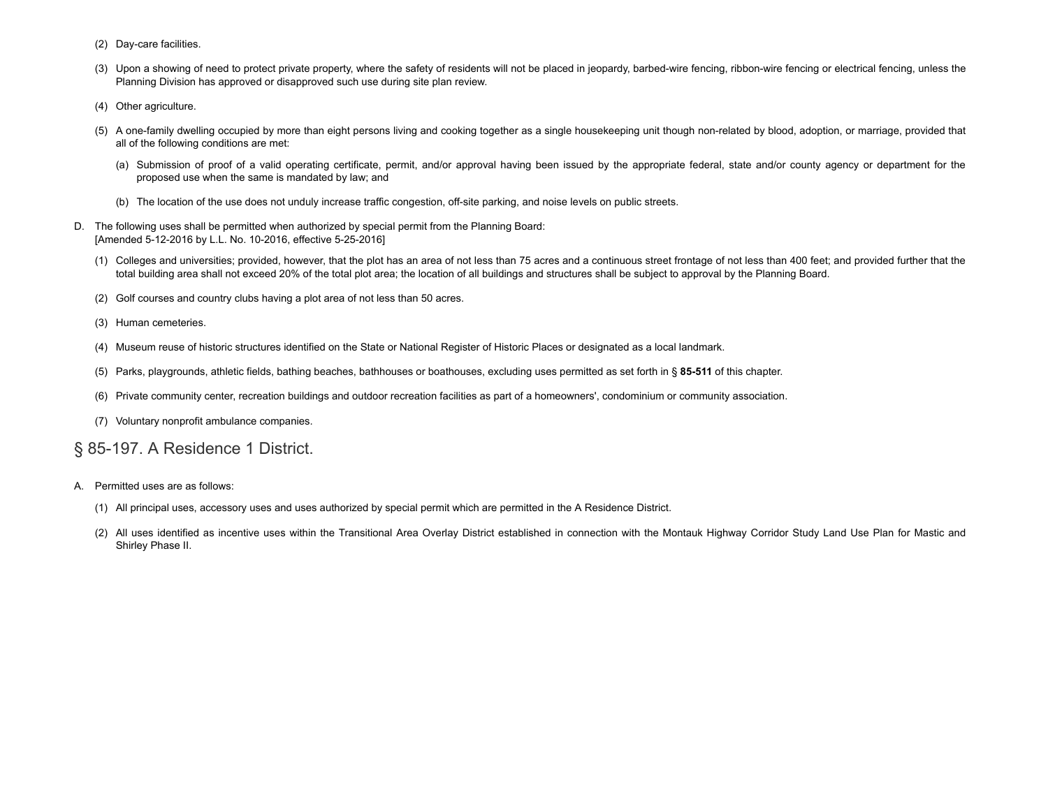(2) Day-care facilities.

(3) Upon a showing of need to protect private property, where the safety of residents will not be placed in jeopardy, barbed-wire fencing, ribbon-wire fencing or electrical fencing, unless the Planning Division has approved or disapproved such use during site plan review.

(4) Other agriculture.

(5) A one-family dwelling occupied by more than eight persons living and cooking together as a single housekeeping unit though non-related by blood, adoption, or marriage, provided that all of the following conditions are met:

(a) Submission of proof of a valid operating certificate, permit, and/or approval having been issued by the appropriate federal, state and/or county agency or department for the proposed use when the same is mandated by law; and

(b) The location of the use does not unduly increase traffic congestion, off-site parking, and noise levels on public streets.

D. The following uses shall be permitted when authorized by special permit from the Planning Board:
[Amended 5-12-2016 by L.L. No. 10-2016, effective 5-25-2016]

(1) Colleges and universities; provided, however, that the plot has an area of not less than 75 acres and a continuous street frontage of not less than 400 feet; and provided further that the total building area shall not exceed 20% of the total plot area; the location of all buildings and structures shall be subject to approval by the Planning Board.

(2) Golf courses and country clubs having a plot area of not less than 50 acres.

(3) Human cemeteries.

(4) Museum reuse of historic structures identified on the State or National Register of Historic Places or designated as a local landmark.

(5) Parks, playgrounds, athletic fields, bathing beaches, bathhouses or boathouses, excluding uses permitted as set forth in § **85-511** of this chapter.

(6) Private community center, recreation buildings and outdoor recreation facilities as part of a homeowners', condominium or community association.

(7) Voluntary nonprofit ambulance companies.

## § 85-197. A Residence 1 District.

A. Permitted uses are as follows:

(1) All principal uses, accessory uses and uses authorized by special permit which are permitted in the A Residence District.

(2) All uses identified as incentive uses within the Transitional Area Overlay District established in connection with the Montauk Highway Corridor Study Land Use Plan for Mastic and Shirley Phase II.